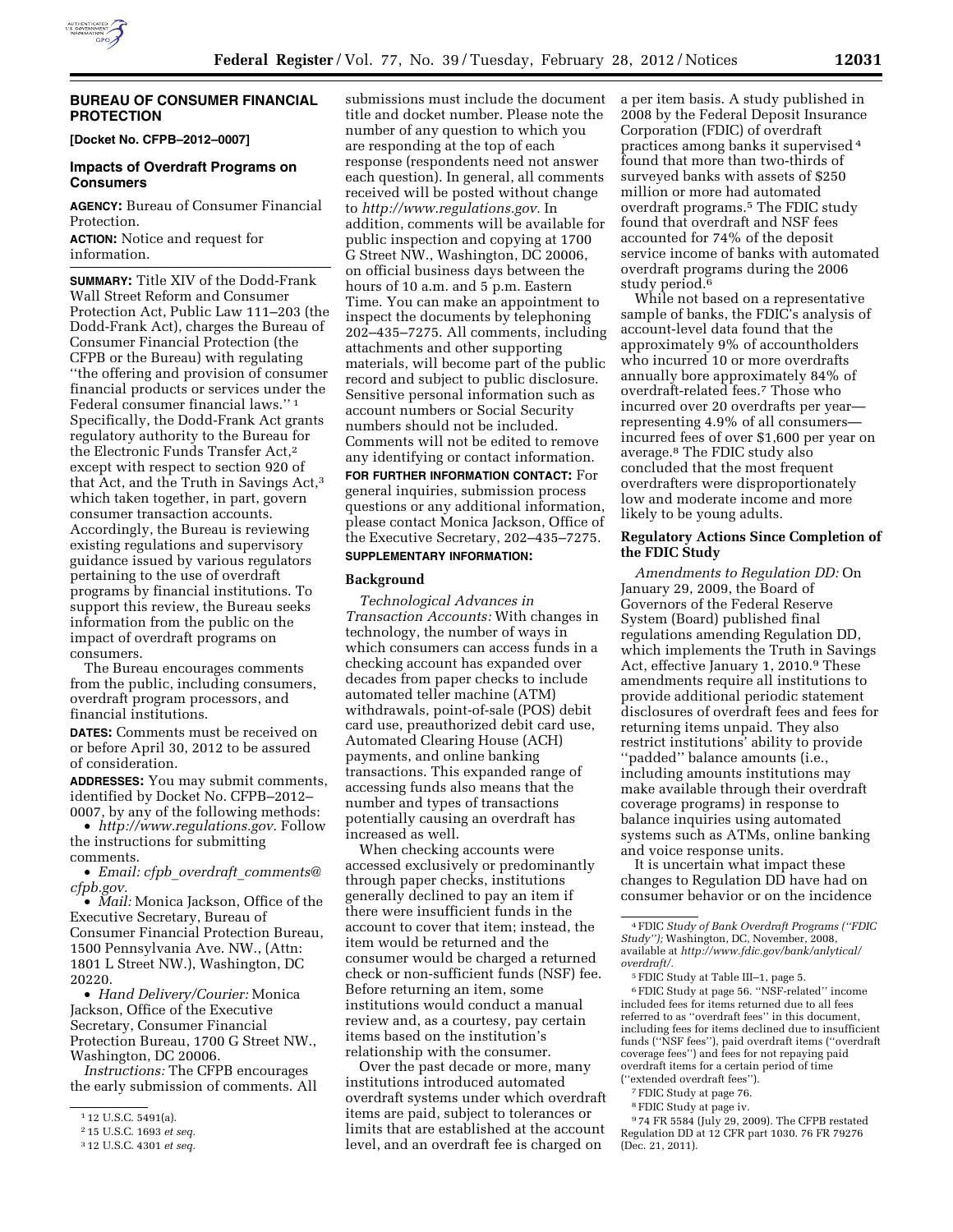## BUREAU OF CONSUMER FINANCIAL PROTECTION

**[Docket No. CFPB–2012–0007]**

### Impacts of Overdraft Programs on Consumers

**AGENCY:** Bureau of Consumer Financial Protection.

**ACTION:** Notice and request for information.

**SUMMARY:** Title XIV of the Dodd-Frank Wall Street Reform and Consumer Protection Act, Public Law 111–203 (the Dodd-Frank Act), charges the Bureau of Consumer Financial Protection (the CFPB or the Bureau) with regulating ''the offering and provision of consumer financial products or services under the Federal consumer financial laws.'' [1] Specifically, the Dodd-Frank Act grants regulatory authority to the Bureau for the Electronic Funds Transfer Act,[2] except with respect to section 920 of that Act, and the Truth in Savings Act,[3] which taken together, in part, govern consumer transaction accounts. Accordingly, the Bureau is reviewing existing regulations and supervisory guidance issued by various regulators pertaining to the use of overdraft programs by financial institutions. To support this review, the Bureau seeks information from the public on the impact of overdraft programs on consumers.

The Bureau encourages comments from the public, including consumers, overdraft program processors, and financial institutions.

**DATES:** Comments must be received on or before April 30, 2012 to be assured of consideration.

**ADDRESSES:** You may submit comments, identified by Docket No. CFPB–2012–0007, by any of the following methods:

- *http://www.regulations.gov.* Follow the instructions for submitting comments.
- *Email: cfpb_overdraft_comments@cfpb.gov.*
- *Mail:* Monica Jackson, Office of the Executive Secretary, Bureau of Consumer Financial Protection Bureau, 1500 Pennsylvania Ave. NW., (Attn: 1801 L Street NW.), Washington, DC 20220.
- *Hand Delivery/Courier:* Monica Jackson, Office of the Executive Secretary, Consumer Financial Protection Bureau, 1700 G Street NW., Washington, DC 20006.

*Instructions:* The CFPB encourages the early submission of comments. All submissions must include the document title and docket number. Please note the number of any question to which you are responding at the top of each response (respondents need not answer each question). In general, all comments received will be posted without change to *http://www.regulations.gov.* In addition, comments will be available for public inspection and copying at 1700 G Street NW., Washington, DC 20006, on official business days between the hours of 10 a.m. and 5 p.m. Eastern Time. You can make an appointment to inspect the documents by telephoning 202–435–7275. All comments, including attachments and other supporting materials, will become part of the public record and subject to public disclosure. Sensitive personal information such as account numbers or Social Security numbers should not be included. Comments will not be edited to remove any identifying or contact information.

**FOR FURTHER INFORMATION CONTACT:** For general inquiries, submission process questions or any additional information, please contact Monica Jackson, Office of the Executive Secretary, 202–435–7275.

**SUPPLEMENTARY INFORMATION:**

### Background

*Technological Advances in Transaction Accounts:* With changes in technology, the number of ways in which consumers can access funds in a checking account has expanded over decades from paper checks to include automated teller machine (ATM) withdrawals, point-of-sale (POS) debit card use, preauthorized debit card use, Automated Clearing House (ACH) payments, and online banking transactions. This expanded range of accessing funds also means that the number and types of transactions potentially causing an overdraft has increased as well.

When checking accounts were accessed exclusively or predominantly through paper checks, institutions generally declined to pay an item if there were insufficient funds in the account to cover that item; instead, the item would be returned and the consumer would be charged a returned check or non-sufficient funds (NSF) fee. Before returning an item, some institutions would conduct a manual review and, as a courtesy, pay certain items based on the institution's relationship with the consumer.

Over the past decade or more, many institutions introduced automated overdraft systems under which overdraft items are paid, subject to tolerances or limits that are established at the account level, and an overdraft fee is charged on a per item basis. A study published in 2008 by the Federal Deposit Insurance Corporation (FDIC) of overdraft practices among banks it supervised [4] found that more than two-thirds of surveyed banks with assets of $250 million or more had automated overdraft programs.[5] The FDIC study found that overdraft and NSF fees accounted for 74% of the deposit service income of banks with automated overdraft programs during the 2006 study period.[6]

While not based on a representative sample of banks, the FDIC's analysis of account-level data found that the approximately 9% of accountholders who incurred 10 or more overdrafts annually bore approximately 84% of overdraft-related fees.[7] Those who incurred over 20 overdrafts per year—representing 4.9% of all consumers—incurred fees of over $1,600 per year on average.[8] The FDIC study also concluded that the most frequent overdrafters were disproportionately low and moderate income and more likely to be young adults.

### Regulatory Actions Since Completion of the FDIC Study

*Amendments to Regulation DD:* On January 29, 2009, the Board of Governors of the Federal Reserve System (Board) published final regulations amending Regulation DD, which implements the Truth in Savings Act, effective January 1, 2010.[9] These amendments require all institutions to provide additional periodic statement disclosures of overdraft fees and fees for returning items unpaid. They also restrict institutions' ability to provide ''padded'' balance amounts (i.e., including amounts institutions may make available through their overdraft coverage programs) in response to balance inquiries using automated systems such as ATMs, online banking and voice response units.

It is uncertain what impact these changes to Regulation DD have had on consumer behavior or on the incidence

---

[1] 12 U.S.C. 5491(a).

[2] 15 U.S.C. 1693 *et seq.*

[3] 12 U.S.C. 4301 *et seq.*

[4] FDIC *Study of Bank Overdraft Programs (''FDIC Study'');* Washington, DC, November, 2008, available at *http://www.fdic.gov/bank/anlytical/overdraft/.*

[5] FDIC Study at Table III–1, page 5.

[6] FDIC Study at page 56. ''NSF-related'' income included fees for items returned due to all fees referred to as ''overdraft fees'' in this document, including fees for items declined due to insufficient funds (''NSF fees''), paid overdraft items (''overdraft coverage fees'') and fees for not repaying paid overdraft items for a certain period of time (''extended overdraft fees'').

[7] FDIC Study at page 76.

[8] FDIC Study at page iv.

[9] 74 FR 5584 (July 29, 2009). The CFPB restated Regulation DD at 12 CFR part 1030. 76 FR 79276 (Dec. 21, 2011).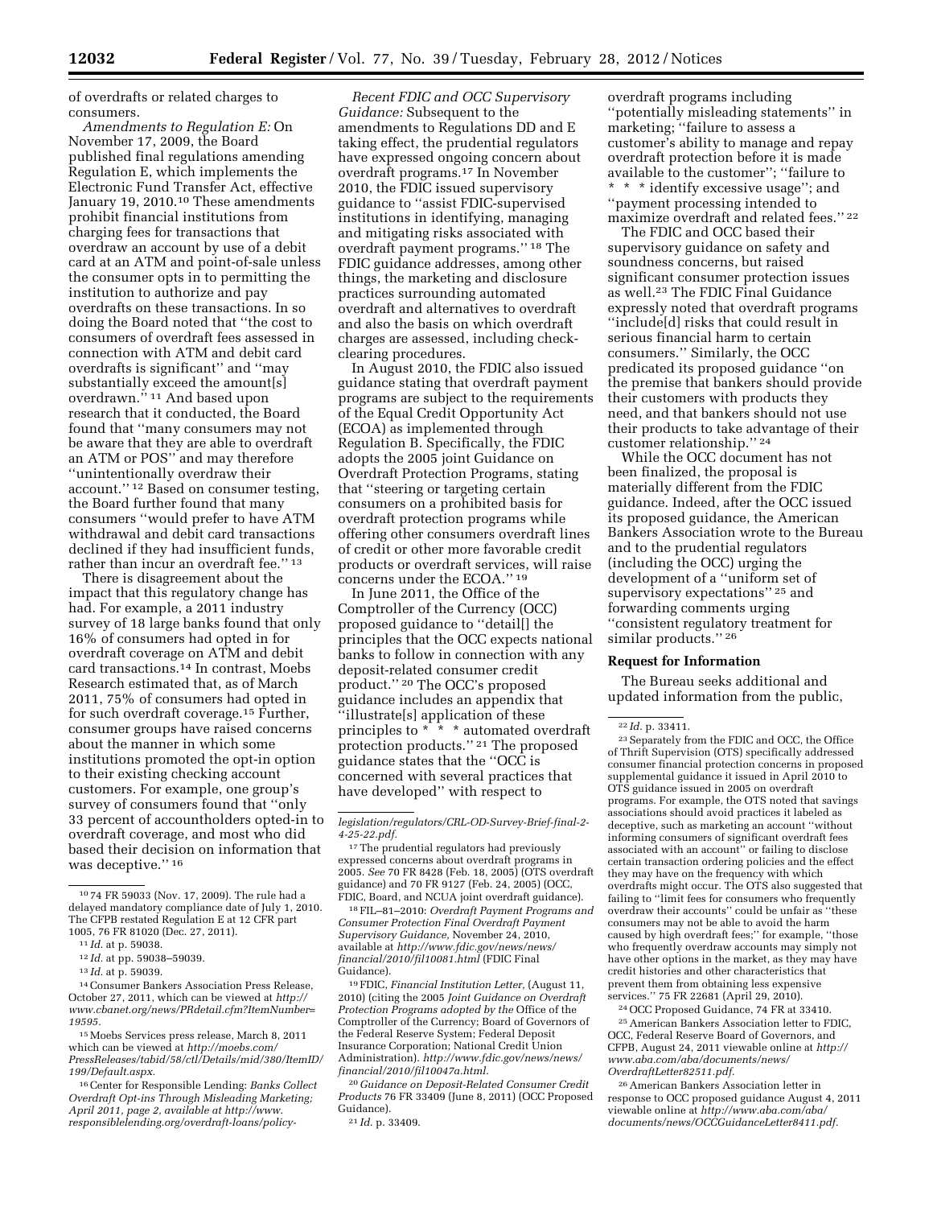of overdrafts or related charges to consumers.

*Amendments to Regulation E:* On November 17, 2009, the Board published final regulations amending Regulation E, which implements the Electronic Fund Transfer Act, effective January 19, 2010.[10] These amendments prohibit financial institutions from charging fees for transactions that overdraw an account by use of a debit card at an ATM and point-of-sale unless the consumer opts in to permitting the institution to authorize and pay overdrafts on these transactions. In so doing the Board noted that ''the cost to consumers of overdraft fees assessed in connection with ATM and debit card overdrafts is significant'' and ''may substantially exceed the amount[s] overdrawn.''[11] And based upon research that it conducted, the Board found that ''many consumers may not be aware that they are able to overdraft an ATM or POS'' and may therefore ''unintentionally overdraw their account.''[12] Based on consumer testing, the Board further found that many consumers ''would prefer to have ATM withdrawal and debit card transactions declined if they had insufficient funds, rather than incur an overdraft fee.''[13]

There is disagreement about the impact that this regulatory change has had. For example, a 2011 industry survey of 18 large banks found that only 16% of consumers had opted in for overdraft coverage on ATM and debit card transactions.[14] In contrast, Moebs Research estimated that, as of March 2011, 75% of consumers had opted in for such overdraft coverage.[15] Further, consumer groups have raised concerns about the manner in which some institutions promoted the opt-in option to their existing checking account customers. For example, one group's survey of consumers found that ''only 33 percent of accountholders opted-in to overdraft coverage, and most who did based their decision on information that was deceptive.''[16]

*Recent FDIC and OCC Supervisory Guidance:* Subsequent to the amendments to Regulations DD and E taking effect, the prudential regulators have expressed ongoing concern about overdraft programs.[17] In November 2010, the FDIC issued supervisory guidance to ''assist FDIC-supervised institutions in identifying, managing and mitigating risks associated with overdraft payment programs.''[18] The FDIC guidance addresses, among other things, the marketing and disclosure practices surrounding automated overdraft and alternatives to overdraft and also the basis on which overdraft charges are assessed, including check-clearing procedures.

In August 2010, the FDIC also issued guidance stating that overdraft payment programs are subject to the requirements of the Equal Credit Opportunity Act (ECOA) as implemented through Regulation B. Specifically, the FDIC adopts the 2005 joint Guidance on Overdraft Protection Programs, stating that ''steering or targeting certain consumers on a prohibited basis for overdraft protection programs while offering other consumers overdraft lines of credit or other more favorable credit products or overdraft services, will raise concerns under the ECOA.''[19]

In June 2011, the Office of the Comptroller of the Currency (OCC) proposed guidance to ''detail[] the principles that the OCC expects national banks to follow in connection with any deposit-related consumer credit product.''[20] The OCC's proposed guidance includes an appendix that ''illustrate[s] application of these principles to * * * automated overdraft protection products.''[21] The proposed guidance states that the ''OCC is concerned with several practices that have developed'' with respect to overdraft programs including ''potentially misleading statements'' in marketing; ''failure to assess a customer's ability to manage and repay overdraft protection before it is made available to the customer''; ''failure to * * * identify excessive usage''; and ''payment processing intended to maximize overdraft and related fees.''[22]

The FDIC and OCC based their supervisory guidance on safety and soundness concerns, but raised significant consumer protection issues as well.[23] The FDIC Final Guidance expressly noted that overdraft programs ''include[d] risks that could result in serious financial harm to certain consumers.'' Similarly, the OCC predicated its proposed guidance ''on the premise that bankers should provide their customers with products they need, and that bankers should not use their products to take advantage of their customer relationship.''[24]

While the OCC document has not been finalized, the proposal is materially different from the FDIC guidance. Indeed, after the OCC issued its proposed guidance, the American Bankers Association wrote to the Bureau and to the prudential regulators (including the OCC) urging the development of a ''uniform set of supervisory expectations''[25] and forwarding comments urging ''consistent regulatory treatment for similar products.''[26]

## Request for Information

The Bureau seeks additional and updated information from the public,

---

[10] 74 FR 59033 (Nov. 17, 2009). The rule had a delayed mandatory compliance date of July 1, 2010. The CFPB restated Regulation E at 12 CFR part 1005, 76 FR 81020 (Dec. 27, 2011).

[11] *Id.* at p. 59038.

[12] *Id.* at pp. 59038–59039.

[13] *Id.* at p. 59039.

[14] Consumer Bankers Association Press Release, October 27, 2011, which can be viewed at *http://www.cbanet.org/news/PRdetail.cfm?ItemNumber=19595.*

[15] Moebs Services press release, March 8, 2011 which can be viewed at *http://moebs.com/PressReleases/tabid/58/ctl/Details/mid/380/ItemID/199/Default.aspx.*

[16] Center for Responsible Lending: *Banks Collect Overdraft Opt-ins Through Misleading Marketing; April 2011, page 2, available at http://www.responsiblelending.org/overdraft-loans/policy-legislation/regulators/CRL-OD-Survey-Brief-final-2-4-25-22.pdf.*

[17] The prudential regulators had previously expressed concerns about overdraft programs in 2005. *See* 70 FR 8428 (Feb. 18, 2005) (OTS overdraft guidance) and 70 FR 9127 (Feb. 24, 2005) (OCC, FDIC, Board, and NCUA joint overdraft guidance).

[18] FIL–81–2010: *Overdraft Payment Programs and Consumer Protection Final Overdraft Payment Supervisory Guidance,* November 24, 2010, available at *http://www.fdic.gov/news/news/financial/2010/fil10081.html* (FDIC Final Guidance).

[19] FDIC, *Financial Institution Letter,* (August 11, 2010) (citing the 2005 *Joint Guidance on Overdraft Protection Programs adopted by the* Office of the Comptroller of the Currency; Board of Governors of the Federal Reserve System; Federal Deposit Insurance Corporation; National Credit Union Administration). *http://www.fdic.gov/news/news/financial/2010/fil10047a.html.*

[20] *Guidance on Deposit-Related Consumer Credit Products* 76 FR 33409 (June 8, 2011) (OCC Proposed Guidance).

[21] *Id.* p. 33409.

[22] *Id.* p. 33411.

[23] Separately from the FDIC and OCC, the Office of Thrift Supervision (OTS) specifically addressed consumer financial protection concerns in proposed supplemental guidance it issued in April 2010 to OTS guidance issued in 2005 on overdraft programs. For example, the OTS noted that savings associations should avoid practices it labeled as deceptive, such as marketing an account ''without informing consumers of significant overdraft fees associated with an account'' or failing to disclose certain transaction ordering policies and the effect they may have on the frequency with which overdrafts might occur. The OTS also suggested that failing to ''limit fees for consumers who frequently overdraw their accounts'' could be unfair as ''these consumers may not be able to avoid the harm caused by high overdraft fees;'' for example, ''those who frequently overdraw accounts may simply not have other options in the market, as they may have credit histories and other characteristics that prevent them from obtaining less expensive services.'' 75 FR 22681 (April 29, 2010).

[24] OCC Proposed Guidance, 74 FR at 33410.

[25] American Bankers Association letter to FDIC, OCC, Federal Reserve Board of Governors, and CFPB, August 24, 2011 viewable online at *http://www.aba.com/aba/documents/news/OverdraftLetter82511.pdf.*

[26] American Bankers Association letter in response to OCC proposed guidance August 4, 2011 viewable online at *http://www.aba.com/aba/documents/news/OCCGuidanceLetter8411.pdf.*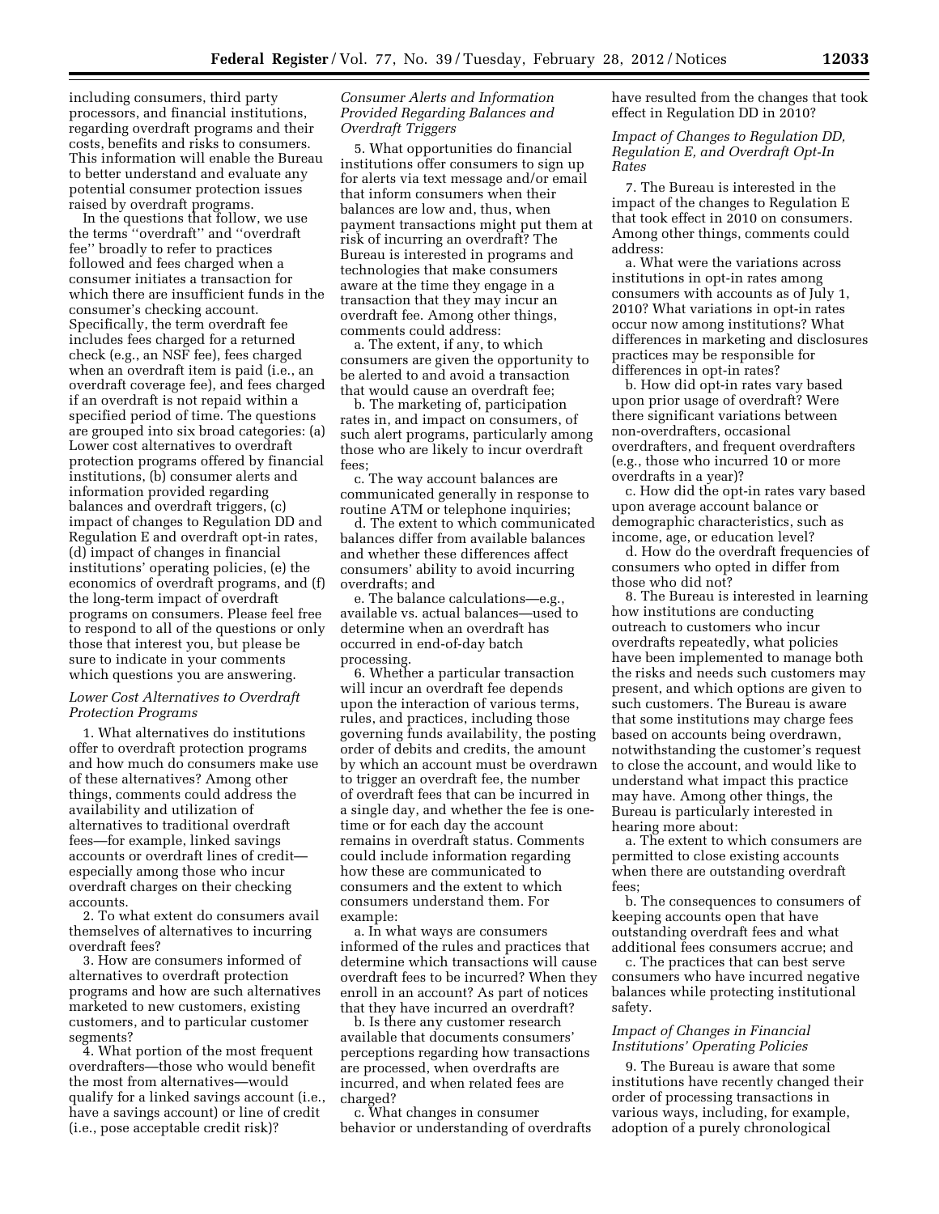including consumers, third party processors, and financial institutions, regarding overdraft programs and their costs, benefits and risks to consumers. This information will enable the Bureau to better understand and evaluate any potential consumer protection issues raised by overdraft programs.

In the questions that follow, we use the terms ''overdraft'' and ''overdraft fee'' broadly to refer to practices followed and fees charged when a consumer initiates a transaction for which there are insufficient funds in the consumer's checking account. Specifically, the term overdraft fee includes fees charged for a returned check (e.g., an NSF fee), fees charged when an overdraft item is paid (i.e., an overdraft coverage fee), and fees charged if an overdraft is not repaid within a specified period of time. The questions are grouped into six broad categories: (a) Lower cost alternatives to overdraft protection programs offered by financial institutions, (b) consumer alerts and information provided regarding balances and overdraft triggers, (c) impact of changes to Regulation DD and Regulation E and overdraft opt-in rates, (d) impact of changes in financial institutions' operating policies, (e) the economics of overdraft programs, and (f) the long-term impact of overdraft programs on consumers. Please feel free to respond to all of the questions or only those that interest you, but please be sure to indicate in your comments which questions you are answering.

*Lower Cost Alternatives to Overdraft Protection Programs*

1. What alternatives do institutions offer to overdraft protection programs and how much do consumers make use of these alternatives? Among other things, comments could address the availability and utilization of alternatives to traditional overdraft fees—for example, linked savings accounts or overdraft lines of credit—especially among those who incur overdraft charges on their checking accounts.

2. To what extent do consumers avail themselves of alternatives to incurring overdraft fees?

3. How are consumers informed of alternatives to overdraft protection programs and how are such alternatives marketed to new customers, existing customers, and to particular customer segments?

4. What portion of the most frequent overdrafters—those who would benefit the most from alternatives—would qualify for a linked savings account (i.e., have a savings account) or line of credit (i.e., pose acceptable credit risk)?

*Consumer Alerts and Information Provided Regarding Balances and Overdraft Triggers*

5. What opportunities do financial institutions offer consumers to sign up for alerts via text message and/or email that inform consumers when their balances are low and, thus, when payment transactions might put them at risk of incurring an overdraft? The Bureau is interested in programs and technologies that make consumers aware at the time they engage in a transaction that they may incur an overdraft fee. Among other things, comments could address:

a. The extent, if any, to which consumers are given the opportunity to be alerted to and avoid a transaction that would cause an overdraft fee;

b. The marketing of, participation rates in, and impact on consumers, of such alert programs, particularly among those who are likely to incur overdraft fees;

c. The way account balances are communicated generally in response to routine ATM or telephone inquiries;

d. The extent to which communicated balances differ from available balances and whether these differences affect consumers' ability to avoid incurring overdrafts; and

e. The balance calculations—e.g., available vs. actual balances—used to determine when an overdraft has occurred in end-of-day batch processing.

6. Whether a particular transaction will incur an overdraft fee depends upon the interaction of various terms, rules, and practices, including those governing funds availability, the posting order of debits and credits, the amount by which an account must be overdrawn to trigger an overdraft fee, the number of overdraft fees that can be incurred in a single day, and whether the fee is one-time or for each day the account remains in overdraft status. Comments could include information regarding how these are communicated to consumers and the extent to which consumers understand them. For example:

a. In what ways are consumers informed of the rules and practices that determine which transactions will cause overdraft fees to be incurred? When they enroll in an account? As part of notices that they have incurred an overdraft?

b. Is there any customer research available that documents consumers' perceptions regarding how transactions are processed, when overdrafts are incurred, and when related fees are charged?

c. What changes in consumer behavior or understanding of overdrafts have resulted from the changes that took effect in Regulation DD in 2010?

*Impact of Changes to Regulation DD, Regulation E, and Overdraft Opt-In Rates*

7. The Bureau is interested in the impact of the changes to Regulation E that took effect in 2010 on consumers. Among other things, comments could address:

a. What were the variations across institutions in opt-in rates among consumers with accounts as of July 1, 2010? What variations in opt-in rates occur now among institutions? What differences in marketing and disclosures practices may be responsible for differences in opt-in rates?

b. How did opt-in rates vary based upon prior usage of overdraft? Were there significant variations between non-overdrafters, occasional overdrafters, and frequent overdrafters (e.g., those who incurred 10 or more overdrafts in a year)?

c. How did the opt-in rates vary based upon average account balance or demographic characteristics, such as income, age, or education level?

d. How do the overdraft frequencies of consumers who opted in differ from those who did not?

8. The Bureau is interested in learning how institutions are conducting outreach to customers who incur overdrafts repeatedly, what policies have been implemented to manage both the risks and needs such customers may present, and which options are given to such customers. The Bureau is aware that some institutions may charge fees based on accounts being overdrawn, notwithstanding the customer's request to close the account, and would like to understand what impact this practice may have. Among other things, the Bureau is particularly interested in hearing more about:

a. The extent to which consumers are permitted to close existing accounts when there are outstanding overdraft fees;

b. The consequences to consumers of keeping accounts open that have outstanding overdraft fees and what additional fees consumers accrue; and

c. The practices that can best serve consumers who have incurred negative balances while protecting institutional safety.

*Impact of Changes in Financial Institutions' Operating Policies*

9. The Bureau is aware that some institutions have recently changed their order of processing transactions in various ways, including, for example, adoption of a purely chronological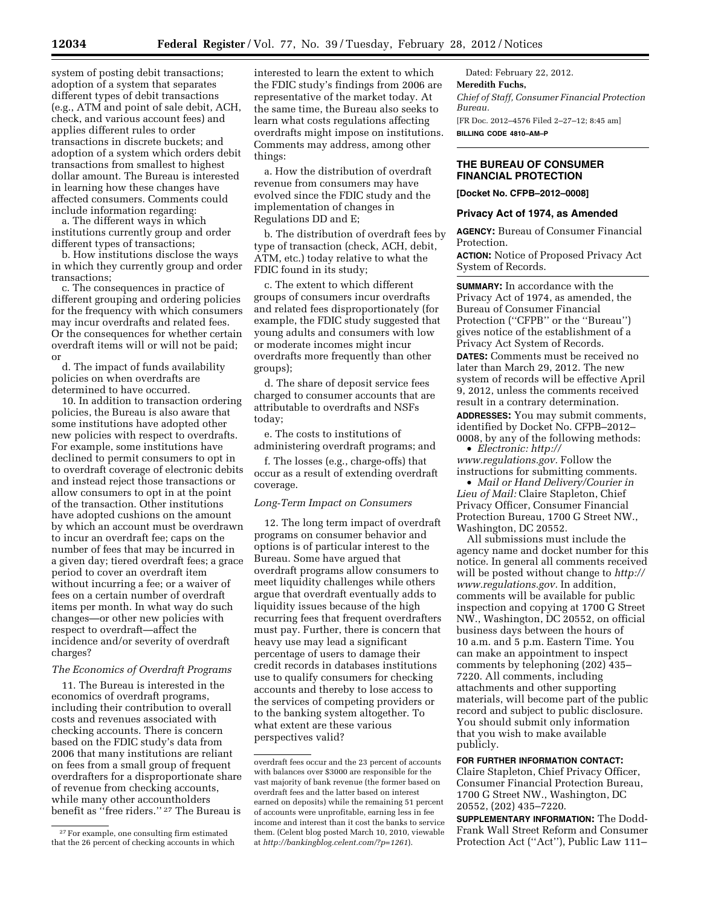system of posting debit transactions; adoption of a system that separates different types of debit transactions (e.g., ATM and point of sale debit, ACH, check, and various account fees) and applies different rules to order transactions in discrete buckets; and adoption of a system which orders debit transactions from smallest to highest dollar amount. The Bureau is interested in learning how these changes have affected consumers. Comments could include information regarding:

a. The different ways in which institutions currently group and order different types of transactions;

b. How institutions disclose the ways in which they currently group and order transactions;

c. The consequences in practice of different grouping and ordering policies for the frequency with which consumers may incur overdrafts and related fees. Or the consequences for whether certain overdraft items will or will not be paid; or

d. The impact of funds availability policies on when overdrafts are determined to have occurred.

10. In addition to transaction ordering policies, the Bureau is also aware that some institutions have adopted other new policies with respect to overdrafts. For example, some institutions have declined to permit consumers to opt in to overdraft coverage of electronic debits and instead reject those transactions or allow consumers to opt in at the point of the transaction. Other institutions have adopted cushions on the amount by which an account must be overdrawn to incur an overdraft fee; caps on the number of fees that may be incurred in a given day; tiered overdraft fees; a grace period to cover an overdraft item without incurring a fee; or a waiver of fees on a certain number of overdraft items per month. In what way do such changes—or other new policies with respect to overdraft—affect the incidence and/or severity of overdraft charges?

*The Economics of Overdraft Programs*

11. The Bureau is interested in the economics of overdraft programs, including their contribution to overall costs and revenues associated with checking accounts. There is concern based on the FDIC study's data from 2006 that many institutions are reliant on fees from a small group of frequent overdrafters for a disproportionate share of revenue from checking accounts, while many other accountholders benefit as ''free riders.'' [27] The Bureau is interested to learn the extent to which the FDIC study's findings from 2006 are representative of the market today. At the same time, the Bureau also seeks to learn what costs regulations affecting overdrafts might impose on institutions. Comments may address, among other things:

a. How the distribution of overdraft revenue from consumers may have evolved since the FDIC study and the implementation of changes in Regulations DD and E;

b. The distribution of overdraft fees by type of transaction (check, ACH, debit, ATM, etc.) today relative to what the FDIC found in its study;

c. The extent to which different groups of consumers incur overdrafts and related fees disproportionately (for example, the FDIC study suggested that young adults and consumers with low or moderate incomes might incur overdrafts more frequently than other groups);

d. The share of deposit service fees charged to consumer accounts that are attributable to overdrafts and NSFs today;

e. The costs to institutions of administering overdraft programs; and

f. The losses (e.g., charge-offs) that occur as a result of extending overdraft coverage.

*Long-Term Impact on Consumers*

12. The long term impact of overdraft programs on consumer behavior and options is of particular interest to the Bureau. Some have argued that overdraft programs allow consumers to meet liquidity challenges while others argue that overdraft eventually adds to liquidity issues because of the high recurring fees that frequent overdrafters must pay. Further, there is concern that heavy use may lead a significant percentage of users to damage their credit records in databases institutions use to qualify consumers for checking accounts and thereby to lose access to the services of competing providers or to the banking system altogether. To what extent are these various perspectives valid?

Dated: February 22, 2012.

**Meredith Fuchs,**

*Chief of Staff, Consumer Financial Protection Bureau.*

[FR Doc. 2012–4576 Filed 2–27–12; 8:45 am]

**BILLING CODE 4810–AM–P**

---

[27] For example, one consulting firm estimated that the 26 percent of checking accounts in which overdraft fees occur and the 23 percent of accounts with balances over $3000 are responsible for the vast majority of bank revenue (the former based on overdraft fees and the latter based on interest earned on deposits) while the remaining 51 percent of accounts were unprofitable, earning less in fee income and interest than it cost the banks to service them. (Celent blog posted March 10, 2010, viewable at *http://bankingblog.celent.com/?p=1261*).

---

## THE BUREAU OF CONSUMER FINANCIAL PROTECTION

**[Docket No. CFPB–2012–0008]**

### Privacy Act of 1974, as Amended

**AGENCY:** Bureau of Consumer Financial Protection.

**ACTION:** Notice of Proposed Privacy Act System of Records.

**SUMMARY:** In accordance with the Privacy Act of 1974, as amended, the Bureau of Consumer Financial Protection (''CFPB'' or the ''Bureau'') gives notice of the establishment of a Privacy Act System of Records.

**DATES:** Comments must be received no later than March 29, 2012. The new system of records will be effective April 9, 2012, unless the comments received result in a contrary determination.

**ADDRESSES:** You may submit comments, identified by Docket No. CFPB–2012–0008, by any of the following methods:

- *Electronic: http://www.regulations.gov.* Follow the instructions for submitting comments.
- *Mail or Hand Delivery/Courier in Lieu of Mail:* Claire Stapleton, Chief Privacy Officer, Consumer Financial Protection Bureau, 1700 G Street NW., Washington, DC 20552.

All submissions must include the agency name and docket number for this notice. In general all comments received will be posted without change to *http://www.regulations.gov.* In addition, comments will be available for public inspection and copying at 1700 G Street NW., Washington, DC 20552, on official business days between the hours of 10 a.m. and 5 p.m. Eastern Time. You can make an appointment to inspect comments by telephoning (202) 435–7220. All comments, including attachments and other supporting materials, will become part of the public record and subject to public disclosure. You should submit only information that you wish to make available publicly.

**FOR FURTHER INFORMATION CONTACT:** Claire Stapleton, Chief Privacy Officer, Consumer Financial Protection Bureau, 1700 G Street NW., Washington, DC 20552, (202) 435–7220.

**SUPPLEMENTARY INFORMATION:** The Dodd-Frank Wall Street Reform and Consumer Protection Act (''Act''), Public Law 111–